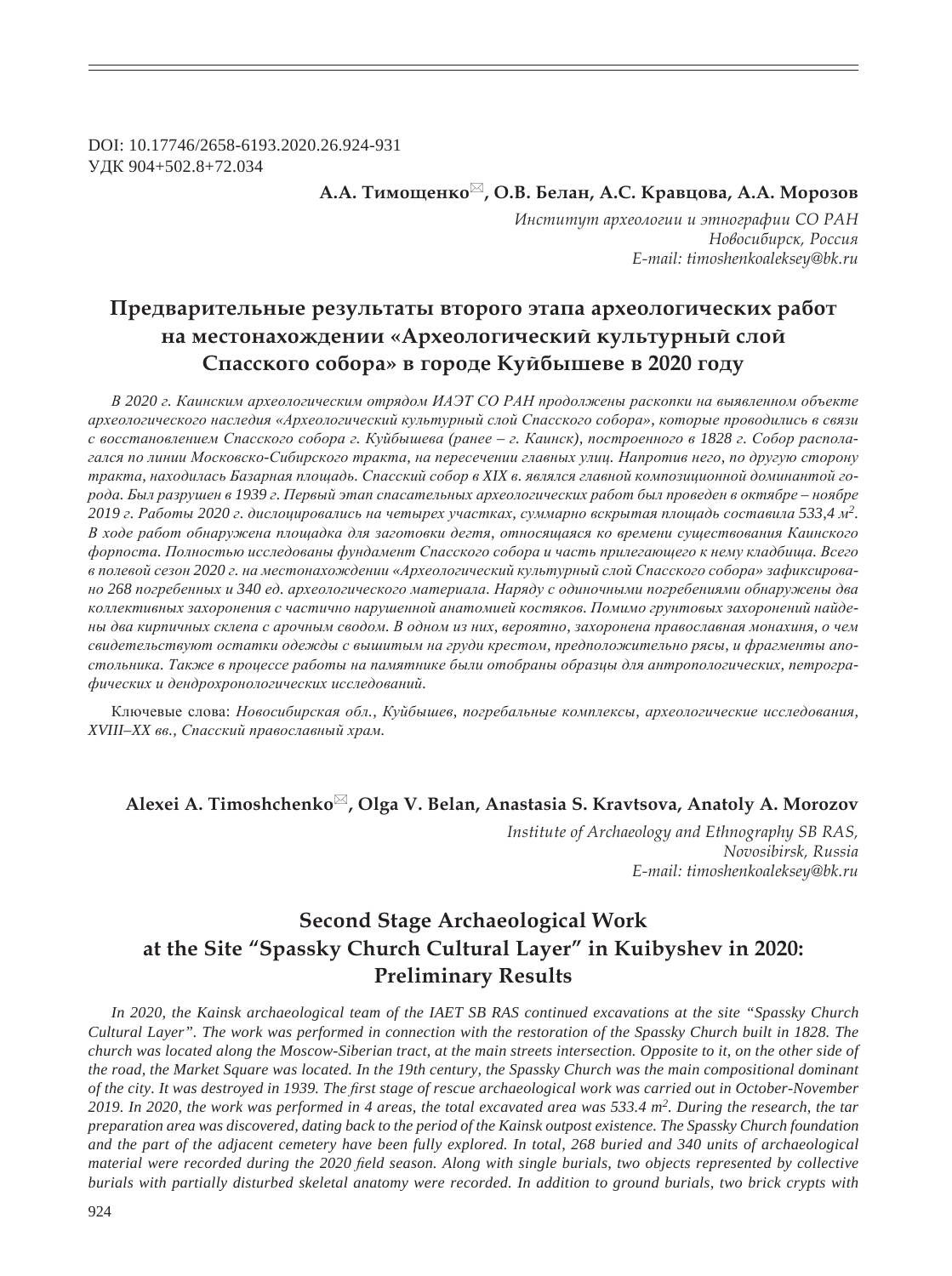DOI: 10.17746/2658-6193.2020.26.924-931
УДК 904+502.8+72.034

**А.А. Тимощенко✉, О.В. Белан, А.С. Кравцова, А.А. Морозов**

*Институт археологии и этнографии СО РАН*
*Новосибирск, Россия*
*E-mail: timoshenkoaleksey@bk.ru*

# Предварительные результаты второго этапа археологических работ на местонахождении «Археологический культурный слой Спасского собора» в городе Куйбышеве в 2020 году

*В 2020 г. Каинским археологическим отрядом ИАЭТ СО РАН продолжены раскопки на выявленном объекте археологического наследия «Археологический культурный слой Спасского собора», которые проводились в связи с восстановлением Спасского собора г. Куйбышева (ранее – г. Каинск), построенного в 1828 г. Собор располагался по линии Московско-Сибирского тракта, на пересечении главных улиц. Напротив него, по другую сторону тракта, находилась Базарная площадь. Спасский собор в XIX в. являлся главной композиционной доминантой города. Был разрушен в 1939 г. Первый этап спасательных археологических работ был проведен в октябре – ноябре 2019 г. Работы 2020 г. дислоцировались на четырех участках, суммарно вскрытая площадь составила 533,4 м$^2$. В ходе работ обнаружена площадка для заготовки дегтя, относящаяся ко времени существования Каинского форпоста. Полностью исследованы фундамент Спасского собора и часть прилегающего к нему кладбища. Всего в полевой сезон 2020 г. на местонахождении «Археологический культурный слой Спасского собора» зафиксировано 268 погребенных и 340 ед. археологического материала. Наряду с одиночными погребениями обнаружены два коллективных захоронения с частично нарушенной анатомией костяков. Помимо грунтовых захоронений найдены два кирпичных склепа с арочным сводом. В одном из них, вероятно, захоронена православная монахиня, о чем свидетельствуют остатки одежды с вышитым на груди крестом, предположительно рясы, и фрагменты апостольника. Также в процессе работы на памятнике были отобраны образцы для антропологических, петрографических и дендрохронологических исследований.*

Ключевые слова: *Новосибирская обл., Куйбышев, погребальные комплексы, археологические исследования, XVIII–XX вв., Спасский православный храм.*

**Alexei A. Timoshchenko✉, Olga V. Belan, Anastasia S. Kravtsova, Anatoly A. Morozov**

*Institute of Archaeology and Ethnography SB RAS,*
*Novosibirsk, Russia*
*E-mail: timoshenkoaleksey@bk.ru*

# Second Stage Archaeological Work at the Site “Spassky Church Cultural Layer” in Kuibyshev in 2020: Preliminary Results

*In 2020, the Kainsk archaeological team of the IAET SB RAS continued excavations at the site “Spassky Church Cultural Layer”. The work was performed in connection with the restoration of the Spassky Church built in 1828. The church was located along the Moscow-Siberian tract, at the main streets intersection. Opposite to it, on the other side of the road, the Market Square was located. In the 19th century, the Spassky Church was the main compositional dominant of the city. It was destroyed in 1939. The first stage of rescue archaeological work was carried out in October-November 2019. In 2020, the work was performed in 4 areas, the total excavated area was 533.4 m$^2$. During the research, the tar preparation area was discovered, dating back to the period of the Kainsk outpost existence. The Spassky Church foundation and the part of the adjacent cemetery have been fully explored. In total, 268 buried and 340 units of archaeological material were recorded during the 2020 field season. Along with single burials, two objects represented by collective burials with partially disturbed skeletal anatomy were recorded. In addition to ground burials, two brick crypts with*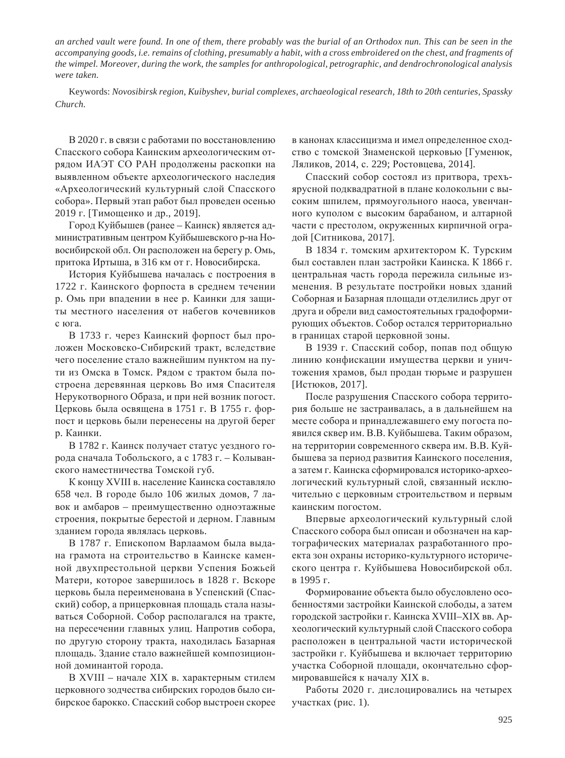*an arched vault were found. In one of them, there probably was the burial of an Orthodox nun. This can be seen in the accompanying goods, i.e. remains of clothing, presumably a habit, with a cross embroidered on the chest, and fragments of the wimpel. Moreover, during the work, the samples for anthropological, petrographic, and dendrochronological analysis were taken.*

Keywords: *Novosibirsk region, Kuibyshev, burial complexes, archaeological research, 18th to 20th centuries, Spassky Church.*

В 2020 г. в связи с работами по восстановлению Спасского собора Каинским археологическим отрядом ИАЭТ СО РАН продолжены раскопки на выявленном объекте археологического наследия «Археологический культурный слой Спасского собора». Первый этап работ был проведен осенью 2019 г. [Тимощенко и др., 2019].

Город Куйбышев (ранее – Каинск) является административным центром Куйбышевского р-на Новосибирской обл. Он расположен на берегу р. Омь, притока Иртыша, в 316 км от г. Новосибирска.

История Куйбышева началась с построения в 1722 г. Каинского форпоста в среднем течении р. Омь при впадении в нее р. Каинки для защиты местного населения от набегов кочевников с юга.

В 1733 г. через Каинский форпост был проложен Московско-Сибирский тракт, вследствие чего поселение стало важнейшим пунктом на пути из Омска в Томск. Рядом с трактом была построена деревянная церковь Во имя Спасителя Нерукотворного Образа, и при ней возник погост. Церковь была освящена в 1751 г. В 1755 г. форпост и церковь были перенесены на другой берег р. Каинки.

В 1782 г. Каинск получает статус уездного города сначала Тобольского, а с 1783 г. – Колыванского наместничества Томской губ.

К концу XVIII в. население Каинска составляло 658 чел. В городе было 106 жилых домов, 7 лавок и амбаров – преимущественно одноэтажные строения, покрытые берестой и дерном. Главным зданием города являлась церковь.

В 1787 г. Епископом Варлаамом была выдана грамота на строительство в Каинске каменной двухпрестольной церкви Успения Божьей Матери, которое завершилось в 1828 г. Вскоре церковь была переименована в Успенский (Спасский) собор, а прицерковная площадь стала называться Соборной. Собор располагался на тракте, на пересечении главных улиц. Напротив собора, по другую сторону тракта, находилась Базарная площадь. Здание стало важнейшей композиционной доминантой города.

В XVIII – начале XIX в. характерным стилем церковного зодчества сибирских городов было сибирское барокко. Спасский собор выстроен скорее в канонах классицизма и имел определенное сходство с томской Знаменской церковью [Гуменюк, Ляликов, 2014, с. 229; Ростовцева, 2014].

Спасский собор состоял из притвора, трехъярусной подквадратной в плане колокольни с высоким шпилем, прямоугольного наоса, увенчанного куполом с высоким барабаном, и алтарной части с престолом, окруженных кирпичной оградой [Ситникова, 2017].

В 1834 г. томским архитектором К. Турским был составлен план застройки Каинска. К 1866 г. центральная часть города пережила сильные изменения. В результате постройки новых зданий Соборная и Базарная площади отделились друг от друга и обрели вид самостоятельных градоформирующих объектов. Собор остался территориально в границах старой церковной зоны.

В 1939 г. Спасский собор, попав под общую линию конфискации имущества церкви и уничтожения храмов, был продан тюрьме и разрушен [Истюков, 2017].

После разрушения Спасского собора территория больше не застраивалась, а в дальнейшем на месте собора и принадлежавшего ему погоста появился сквер им. В.В. Куйбышева. Таким образом, на территории современного сквера им. В.В. Куйбышева за период развития Каинского поселения, а затем г. Каинска сформировался историко-археологический культурный слой, связанный исключительно с церковным строительством и первым каинским погостом.

Впервые археологический культурный слой Спасского собора был описан и обозначен на картографических материалах разработанного проекта зон охраны историко-культурного исторического центра г. Куйбышева Новосибирской обл. в 1995 г.

Формирование объекта было обусловлено особенностями застройки Каинской слободы, а затем городской застройки г. Каинска XVIII–XIX вв. Археологический культурный слой Спасского собора расположен в центральной части исторической застройки г. Куйбышева и включает территорию участка Соборной площади, окончательно сформировавшейся к началу XIX в.

Работы 2020 г. дислоцировались на четырех участках (рис. 1).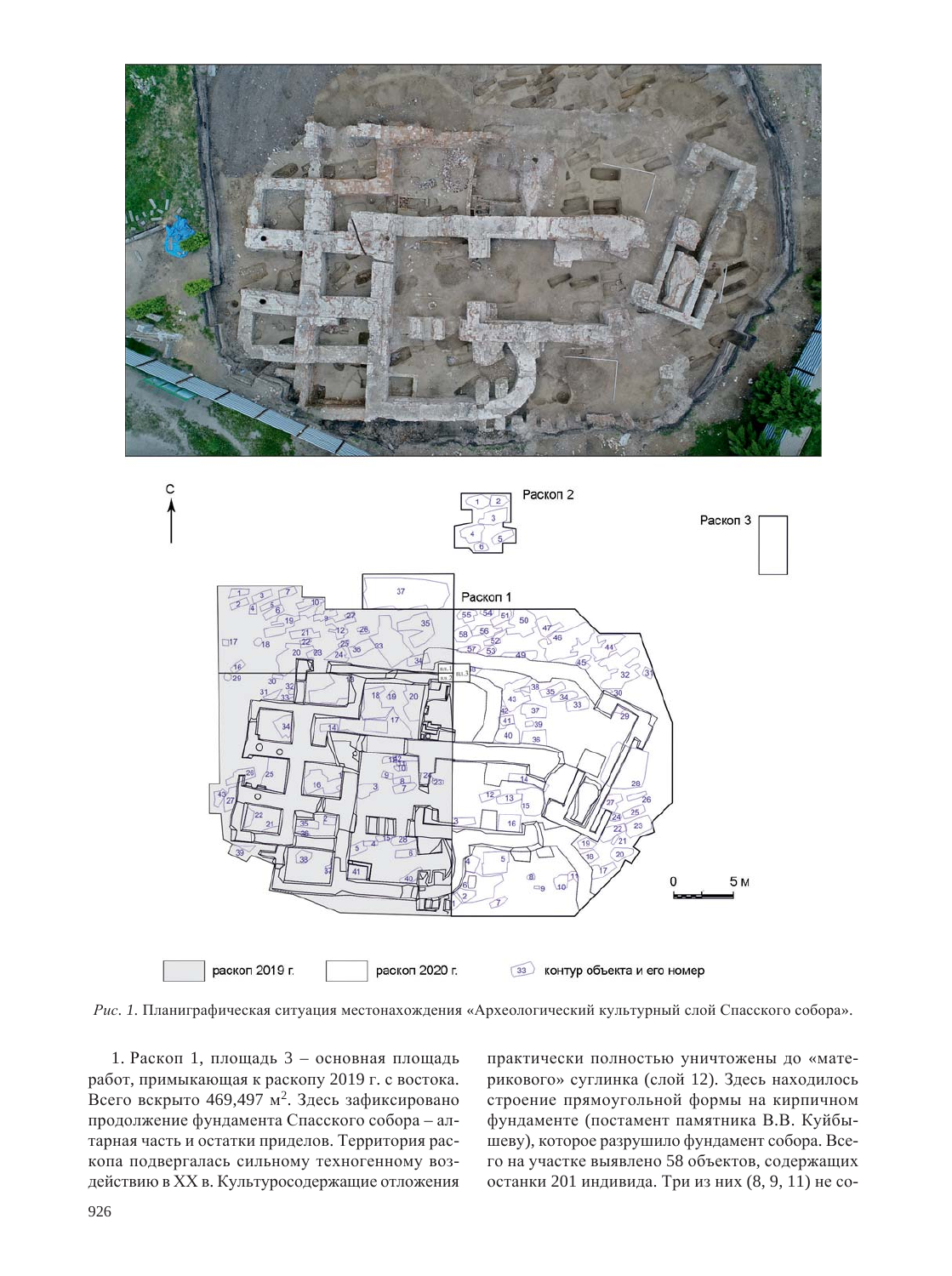*Рис. 1.* Планиграфическая ситуация местонахождения «Археологический культурный слой Спасского собора».

1. Раскоп 1, площадь 3 – основная площадь работ, примыкающая к раскопу 2019 г. с востока. Всего вскрыто 469,497 м$^2$. Здесь зафиксировано продолжение фундамента Спасского собора – алтарная часть и остатки приделов. Территория раскопа подвергалась сильному техногенному воздействию в XX в. Культуросодержащие отложения практически полностью уничтожены до «материкового» суглинка (слой 12). Здесь находилось строение прямоугольной формы на кирпичном фундаменте (постамент памятника В.В. Куйбышеву), которое разрушило фундамент собора. Всего на участке выявлено 58 объектов, содержащих останки 201 индивида. Три из них (8, 9, 11) не со-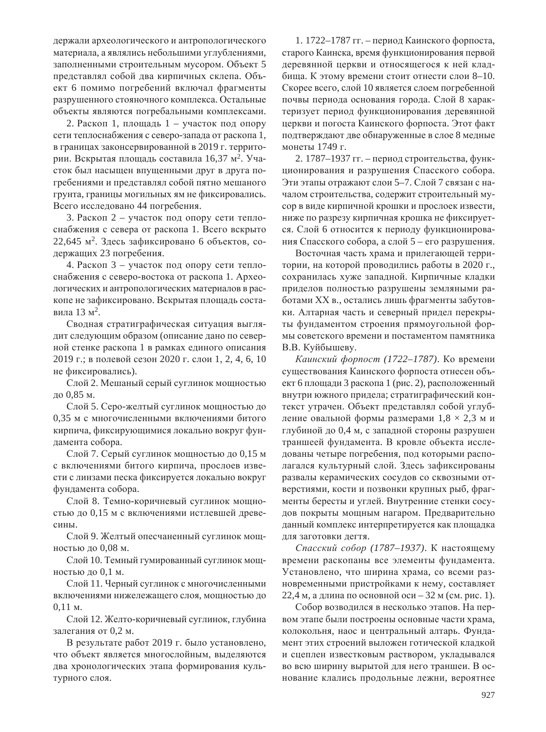держали археологического и антропологического материала, а являлись небольшими углублениями, заполненными строительным мусором. Объект 5 представлял собой два кирпичных склепа. Объект 6 помимо погребений включал фрагменты разрушенного стояночного комплекса. Остальные объекты являются погребальными комплексами.

2. Раскоп 1, площадь 1 – участок под опору сети теплоснабжения с северо-запада от раскопа 1, в границах законсервированной в 2019 г. территории. Вскрытая площадь составила 16,37 м$^2$. Участок был насыщен впущенными друг в друга погребениями и представлял собой пятно мешаного грунта, границы могильных ям не фиксировались. Всего исследовано 44 погребения.

3. Раскоп 2 – участок под опору сети теплоснабжения с севера от раскопа 1. Всего вскрыто 22,645 м$^2$. Здесь зафиксировано 6 объектов, содержащих 23 погребения.

4. Раскоп 3 – участок под опору сети теплоснабжения с северо-востока от раскопа 1. Археологических и антропологических материалов в раскопе не зафиксировано. Вскрытая площадь составила 13 м$^2$.

Сводная стратиграфическая ситуация выглядит следующим образом (описание дано по северной стенке раскопа 1 в рамках единого описания 2019 г.; в полевой сезон 2020 г. слои 1, 2, 4, 6, 10 не фиксировались).

Слой 2. Мешаный серый суглинок мощностью до 0,85 м.

Слой 5. Серо-желтый суглинок мощностью до 0,35 м с многочисленными включениями битого кирпича, фиксирующимися локально вокруг фундамента собора.

Слой 7. Серый суглинок мощностью до 0,15 м с включениями битого кирпича, прослоев извести с линзами песка фиксируется локально вокруг фундамента собора.

Слой 8. Темно-коричневый суглинок мощностью до 0,15 м с включениями истлевшей древесины.

Слой 9. Желтый опесчаненный суглинок мощностью до 0,08 м.

Слой 10. Темный гумированный суглинок мощностью до 0,1 м.

Слой 11. Черный суглинок с многочисленными включениями нижележащего слоя, мощностью до 0,11 м.

Слой 12. Желто-коричневый суглинок, глубина залегания от 0,2 м.

В результате работ 2019 г. было установлено, что объект является многослойным, выделяются два хронологических этапа формирования культурного слоя.

1. 1722–1787 гг. – период Каинского форпоста, старого Каинска, время функционирования первой деревянной церкви и относящегося к ней кладбища. К этому времени стоит отнести слои 8–10. Скорее всего, слой 10 является слоем погребенной почвы периода основания города. Слой 8 характеризует период функционирования деревянной церкви и погоста Каинского форпоста. Этот факт подтверждают две обнаруженные в слое 8 медные монеты 1749 г.

2. 1787–1937 гг. – период строительства, функционирования и разрушения Спасского собора. Эти этапы отражают слои 5–7. Слой 7 связан с началом строительства, содержит строительный мусор в виде кирпичной крошки и прослоек извести, ниже по разрезу кирпичная крошка не фиксируется. Слой 6 относится к периоду функционирования Спасского собора, а слой 5 – его разрушения.

Восточная часть храма и прилегающей территории, на которой проводились работы в 2020 г., сохранилась хуже западной. Кирпичные кладки приделов полностью разрушены земляными работами XX в., остались лишь фрагменты забутовки. Алтарная часть и северный придел перекрыты фундаментом строения прямоугольной формы советского времени и постаментом памятника В.В. Куйбышеву.

*Каинский форпост (1722–1787).* Ко времени существования Каинского форпоста отнесен объект 6 площади 3 раскопа 1 (рис. 2), расположенный внутри южного придела; стратиграфический контекст утрачен. Объект представлял собой углубление овальной формы размерами 1,8 × 2,3 м и глубиной до 0,4 м, с западной стороны разрушен траншеей фундамента. В кровле объекта исследованы четыре погребения, под которыми располагался культурный слой. Здесь зафиксированы развалы керамических сосудов со сквозными отверстиями, кости и позвонки крупных рыб, фрагменты бересты и углей. Внутренние стенки сосудов покрыты мощным нагаром. Предварительно данный комплекс интерпретируется как площадка для заготовки дегтя.

*Спасский собор (1787–1937).* К настоящему времени раскопаны все элементы фундамента. Установлено, что ширина храма, со всеми разновременными пристройками к нему, составляет 22,4 м, а длина по основной оси – 32 м (см. рис. 1).

Собор возводился в несколько этапов. На первом этапе были построены основные части храма, колокольня, наос и центральный алтарь. Фундамент этих строений выложен готической кладкой и сцеплен известковым раствором, укладывался во всю ширину вырытой для него траншеи. В основание клались продольные лежни, вероятнее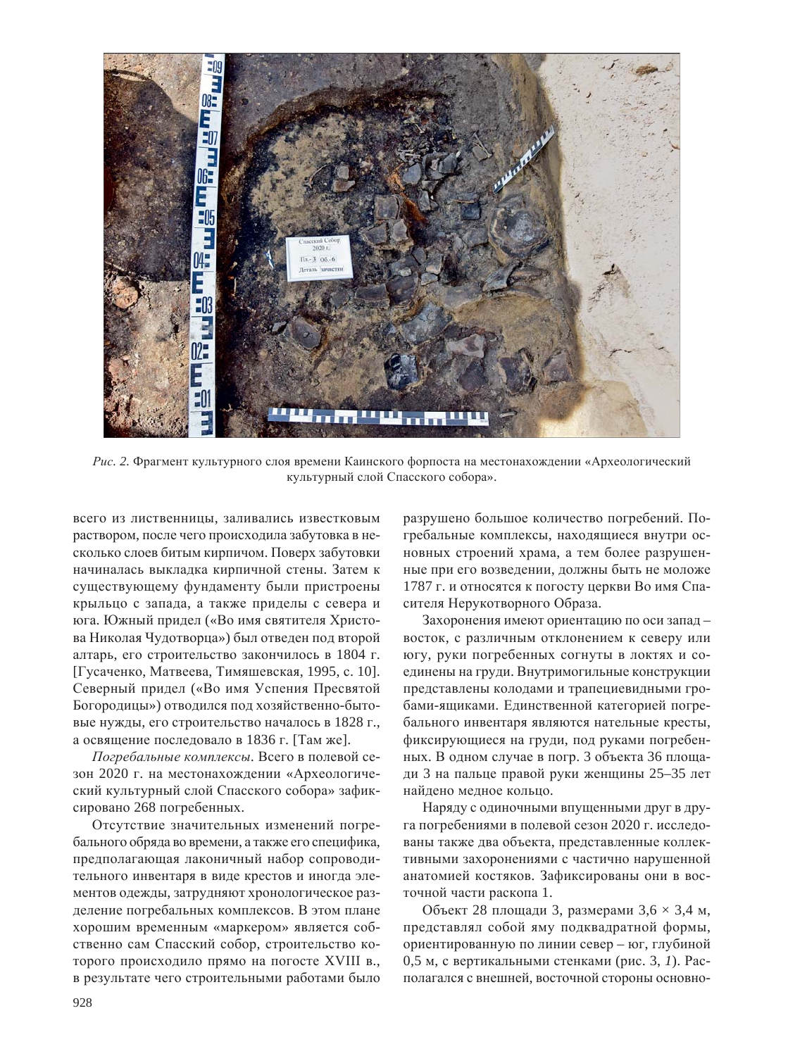*Рис. 2.* Фрагмент культурного слоя времени Каинского форпоста на местонахождении «Археологический культурный слой Спасского собора».

всего из лиственницы, заливались известковым раствором, после чего происходила забутовка в несколько слоев битым кирпичом. Поверх забутовки начиналась выкладка кирпичной стены. Затем к существующему фундаменту были пристроены крыльцо с запада, а также приделы с севера и юга. Южный придел («Во имя святителя Христова Николая Чудотворца») был отведен под второй алтарь, его строительство закончилось в 1804 г. [Гусаченко, Матвеева, Тимяшевская, 1995, с. 10]. Северный придел («Во имя Успения Пресвятой Богородицы») отводился под хозяйственно-бытовые нужды, его строительство началось в 1828 г., а освящение последовало в 1836 г. [Там же].

*Погребальные комплексы*. Всего в полевой сезон 2020 г. на местонахождении «Археологический культурный слой Спасского собора» зафиксировано 268 погребенных.

Отсутствие значительных изменений погребального обряда во времени, а также его специфика, предполагающая лаконичный набор сопроводительного инвентаря в виде крестов и иногда элементов одежды, затрудняют хронологическое разделение погребальных комплексов. В этом плане хорошим временным «маркером» является собственно сам Спасский собор, строительство которого происходило прямо на погосте XVIII в., в результате чего строительными работами было разрушено большое количество погребений. Погребальные комплексы, находящиеся внутри основных строений храма, а тем более разрушенные при его возведении, должны быть не моложе 1787 г. и относятся к погосту церкви Во имя Спасителя Нерукотворного Образа.

Захоронения имеют ориентацию по оси запад – восток, с различным отклонением к северу или югу, руки погребенных согнуты в локтях и соединены на груди. Внутримогильные конструкции представлены колодами и трапециевидными гробами-ящиками. Единственной категорией погребального инвентаря являются нательные кресты, фиксирующиеся на груди, под руками погребенных. В одном случае в погр. 3 объекта 36 площади 3 на пальце правой руки женщины 25–35 лет найдено медное кольцо.

Наряду с одиночными впущенными друг в друга погребениями в полевой сезон 2020 г. исследованы также два объекта, представленные коллективными захоронениями с частично нарушенной анатомией костяков. Зафиксированы они в восточной части раскопа 1.

Объект 28 площади 3, размерами 3,6 × 3,4 м, представлял собой яму подквадратной формы, ориентированную по линии север – юг, глубиной 0,5 м, с вертикальными стенками (рис. 3, *1*). Располагался с внешней, восточной стороны основно-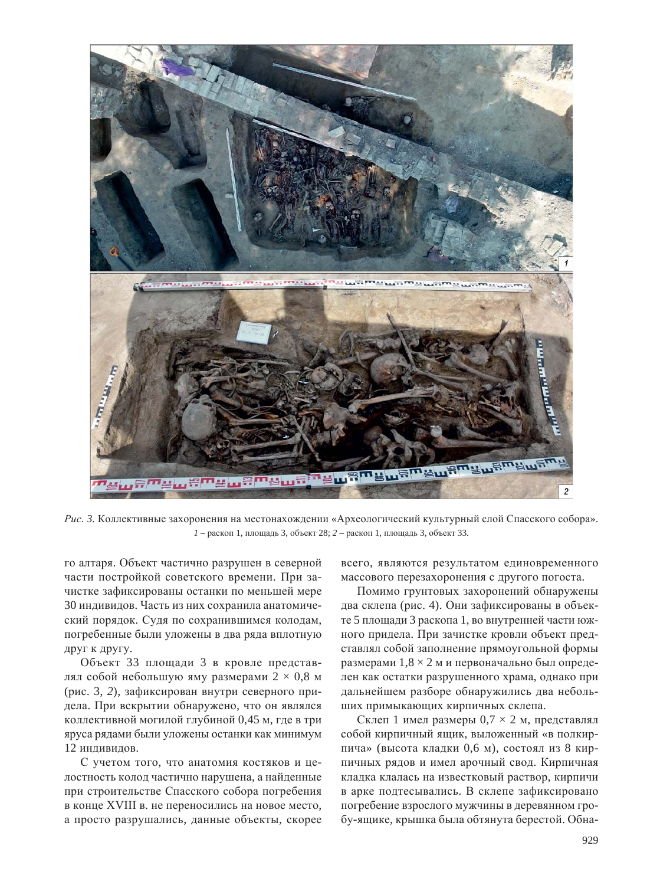*Рис. 3.* Коллективные захоронения на местонахождении «Археологический культурный слой Спасского собора». *1* – раскоп 1, площадь 3, объект 28; *2* – раскоп 1, площадь 3, объект 33.

го алтаря. Объект частично разрушен в северной части постройкой советского времени. При зачистке зафиксированы останки по меньшей мере 30 индивидов. Часть из них сохранила анатомический порядок. Судя по сохранившимся колодам, погребенные были уложены в два ряда вплотную друг к другу.

Объект 33 площади 3 в кровле представлял собой небольшую яму размерами 2 × 0,8 м (рис. 3, *2*), зафиксирован внутри северного придела. При вскрытии обнаружено, что он являлся коллективной могилой глубиной 0,45 м, где в три яруса рядами были уложены останки как минимум 12 индивидов.

С учетом того, что анатомия костяков и целостность колод частично нарушена, а найденные при строительстве Спасского собора погребения в конце XVIII в. не переносились на новое место, а просто разрушались, данные объекты, скорее всего, являются результатом единовременного массового перезахоронения с другого погоста.

Помимо грунтовых захоронений обнаружены два склепа (рис. 4). Они зафиксированы в объекте 5 площади 3 раскопа 1, во внутренней части южного придела. При зачистке кровли объект представлял собой заполнение прямоугольной формы размерами 1,8 × 2 м и первоначально был определен как остатки разрушенного храма, однако при дальнейшем разборе обнаружились два небольших примыкающих кирпичных склепа.

Склеп 1 имел размеры 0,7 × 2 м, представлял собой кирпичный ящик, выложенный «в полкирпича» (высота кладки 0,6 м), состоял из 8 кирпичных рядов и имел арочный свод. Кирпичная кладка клалась на известковый раствор, кирпичи в арке подтесывались. В склепе зафиксировано погребение взрослого мужчины в деревянном гробу-ящике, крышка была обтянута берестой. Обна-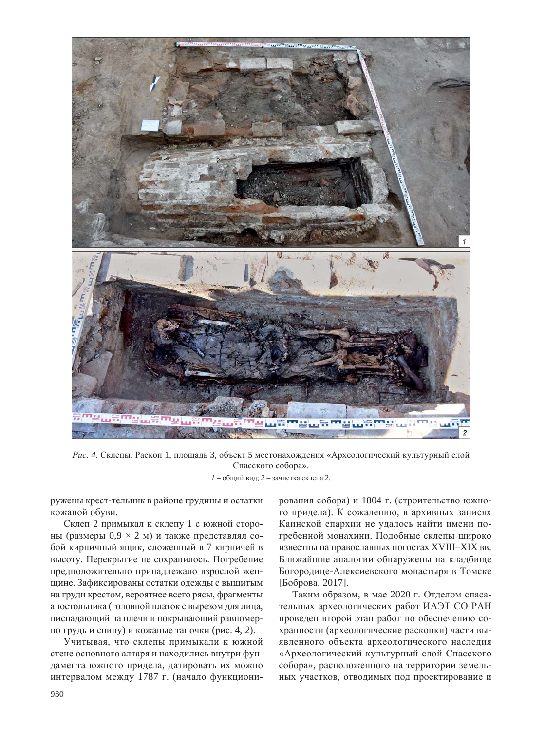*Рис. 4.* Склепы. Раскоп 1, площадь 3, объект 5 местонахождения «Археологический культурный слой Спасского собора».

*1* – общий вид; *2* – зачистка склепа 2.

ружены крест-тельник в районе грудины и остатки кожаной обуви.

Склеп 2 примыкал к склепу 1 с южной стороны (размеры 0,9 × 2 м) и также представлял собой кирпичный ящик, сложенный в 7 кирпичей в высоту. Перекрытие не сохранилось. Погребение предположительно принадлежало взрослой женщине. Зафиксированы остатки одежды с вышитым на груди крестом, вероятнее всего рясы, фрагменты апостольника (головной платок с вырезом для лица, ниспадающий на плечи и покрывающий равномерно грудь и спину) и кожаные тапочки (рис. 4, *2*).

Учитывая, что склепы примыкали к южной стене основного алтаря и находились внутри фундамента южного придела, датировать их можно интервалом между 1787 г. (начало функционирования собора) и 1804 г. (строительство южного придела). К сожалению, в архивных записях Каинской епархии не удалось найти имени погребенной монахини. Подобные склепы широко известны на православных погостах XVIII–XIX вв. Ближайшие аналогии обнаружены на кладбище Богородице-Алексиевского монастыря в Томске [Боброва, 2017].

Таким образом, в мае 2020 г. Отделом спасательных археологических работ ИАЭТ СО РАН проведен второй этап работ по обеспечению сохранности (археологические раскопки) части выявленного объекта археологического наследия «Археологический культурный слой Спасского собора», расположенного на территории земельных участков, отводимых под проектирование и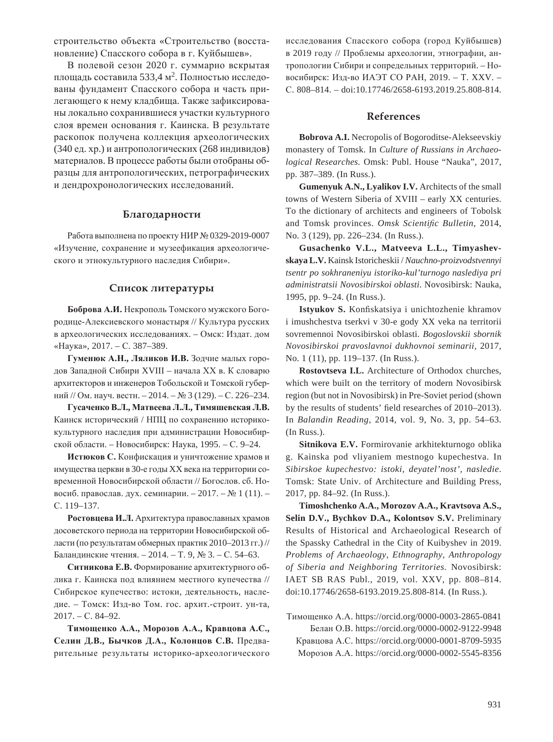строительство объекта «Строительство (восстановление) Спасского собора в г. Куйбышев».

В полевой сезон 2020 г. суммарно вскрытая площадь составила 533,4 м$^2$. Полностью исследованы фундамент Спасского собора и часть прилегающего к нему кладбища. Также зафиксированы локально сохранившиеся участки культурного слоя времен основания г. Каинска. В результате раскопок получена коллекция археологических (340 ед. хр.) и антропологических (268 индивидов) материалов. В процессе работы были отобраны образцы для антропологических, петрографических и дендрохронологических исследований.

## Благодарности

Работа выполнена по проекту НИР № 0329-2019-0007 «Изучение, сохранение и музеефикация археологического и этнокультурного наследия Сибири».

## Список литературы

**Боброва А.И.** Некрополь Томского мужского Богородице-Алексиевского монастыря // Культура русских в археологических исследованиях. – Омск: Издат. дом «Наука», 2017. – С. 387–389.

**Гуменюк А.Н., Ляликов И.В.** Зодчие малых городов Западной Сибири XVIII – начала XX в. К словарю архитекторов и инженеров Тобольской и Томской губерний // Ом. науч. вестн. – 2014. – № 3 (129). – С. 226–234.

**Гусаченко В.Л., Матвеева Л.Л., Тимяшевская Л.В.** Каинск исторический / НПЦ по сохранению историко-культурного наследия при администрации Новосибирской области. – Новосибирск: Наука, 1995. – С. 9–24.

**Истюков С.** Конфискация и уничтожение храмов и имущества церкви в 30-е годы XX века на территории современной Новосибирской области // Богослов. сб. Новосиб. православ. дух. семинарии. – 2017. – № 1 (11). – С. 119–137.

**Ростовцева И.Л.** Архитектура православных храмов досоветского периода на территории Новосибирской области (по результатам обмерных практик 2010–2013 гг.) // Баландинские чтения. – 2014. – Т. 9, № 3. – С. 54–63.

**Ситникова Е.В.** Формирование архитектурного облика г. Каинска под влиянием местного купечества // Сибирское купечество: истоки, деятельность, наследие. – Томск: Изд-во Том. гос. архит.-строит. ун-та, 2017. – С. 84–92.

**Тимощенко А.А., Морозов А.А., Кравцова А.С., Селин Д.В., Бычков Д.А., Колонцов С.В.** Предварительные результаты историко-археологического исследования Спасского собора (город Куйбышев) в 2019 году // Проблемы археологии, этнографии, антропологии Сибири и сопредельных территорий. – Новосибирск: Изд-во ИАЭТ СО РАН, 2019. – Т. XXV. – С. 808–814. – doi:10.17746/2658-6193.2019.25.808-814.

## References

**Bobrova A.I.** Necropolis of Bogoroditse-Alekseevskiy monastery of Tomsk. In *Culture of Russians in Archaeological Researches.* Omsk: Publ. House "Nauka", 2017, pp. 387–389. (In Russ.).

**Gumenyuk A.N., Lyalikov I.V.** Architects of the small towns of Western Siberia of XVIII – early XX centuries. To the dictionary of architects and engineers of Tobolsk and Tomsk provinces. *Omsk Scientific Bulletin*, 2014, No. 3 (129), pp. 226–234. (In Russ.).

**Gusachenko V.L., Matveeva L.L., Timyashevskaya L.V.** Kainsk Istoricheskii / *Nauchno-proizvodstvennyi tsentr po sokhraneniyu istoriko-kul'turnogo naslediya pri administratsii Novosibirskoi oblasti*. Novosibirsk: Nauka, 1995, pp. 9–24. (In Russ.).

**Istyukov S.** Konfiskatsiya i unichtozhenie khramov i imushchestva tserkvi v 30-e gody XX veka na territorii sovremennoi Novosibirskoi oblasti. *Bogoslovskii sbornik Novosibirskoi pravoslavnoi dukhovnoi seminarii*, 2017, No. 1 (11), pp. 119–137. (In Russ.).

**Rostovtseva I.L.** Architecture of Orthodox churches, which were built on the territory of modern Novosibirsk region (but not in Novosibirsk) in Pre-Soviet period (shown by the results of students' field researches of 2010–2013). In *Balandin Reading*, 2014, vol. 9, No. 3, pp. 54–63. (In Russ.).

**Sitnikova E.V.** Formirovanie arkhitekturnogo oblika g. Kainska pod vliyaniem mestnogo kupechestva. In *Sibirskoe kupechestvo: istoki, deyatel'nost', nasledie*. Tomsk: State Univ. of Architecture and Building Press, 2017, pp. 84–92. (In Russ.).

**Timoshchenko A.A., Morozov A.A., Kravtsova A.S., Selin D.V., Bychkov D.A., Kolontsov S.V.** Preliminary Results of Historical and Archaeological Research of the Spassky Cathedral in the City of Kuibyshev in 2019. *Problems of Archaeology, Ethnography, Anthropology of Siberia and Neighboring Territories.* Novosibirsk: IAET SB RAS Publ., 2019, vol. XXV, pp. 808–814. doi:10.17746/2658-6193.2019.25.808-814. (In Russ.).

Тимощенко А.А. https://orcid.org/0000-0003-2865-0841
Белан О.В. https://orcid.org/0000-0002-9122-9948
Кравцова А.С. https://orcid.org/0000-0001-8709-5935
Морозов А.А. https://orcid.org/0000-0002-5545-8356